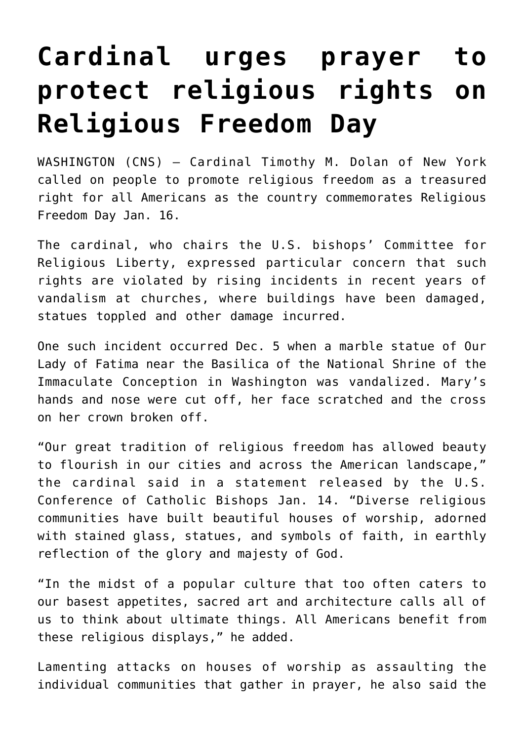# Cardinal urges prayer to protect religious rights on Religious Freedom Day

WASHINGTON (CNS) — Cardinal Timothy M. Dolan of New York called on people to promote religious freedom as a treasured right for all Americans as the country commemorates Religious Freedom Day Jan. 16.

The cardinal, who chairs the U.S. bishops' Committee for Religious Liberty, expressed particular concern that such rights are violated by rising incidents in recent years of vandalism at churches, where buildings have been damaged, statues toppled and other damage incurred.

One such incident occurred Dec. 5 when a marble statue of Our Lady of Fatima near the Basilica of the National Shrine of the Immaculate Conception in Washington was vandalized. Mary's hands and nose were cut off, her face scratched and the cross on her crown broken off.

"Our great tradition of religious freedom has allowed beauty to flourish in our cities and across the American landscape," the cardinal said in a statement released by the U.S. Conference of Catholic Bishops Jan. 14. "Diverse religious communities have built beautiful houses of worship, adorned with stained glass, statues, and symbols of faith, in earthly reflection of the glory and majesty of God.

"In the midst of a popular culture that too often caters to our basest appetites, sacred art and architecture calls all of us to think about ultimate things. All Americans benefit from these religious displays," he added.

Lamenting attacks on houses of worship as assaulting the individual communities that gather in prayer, he also said the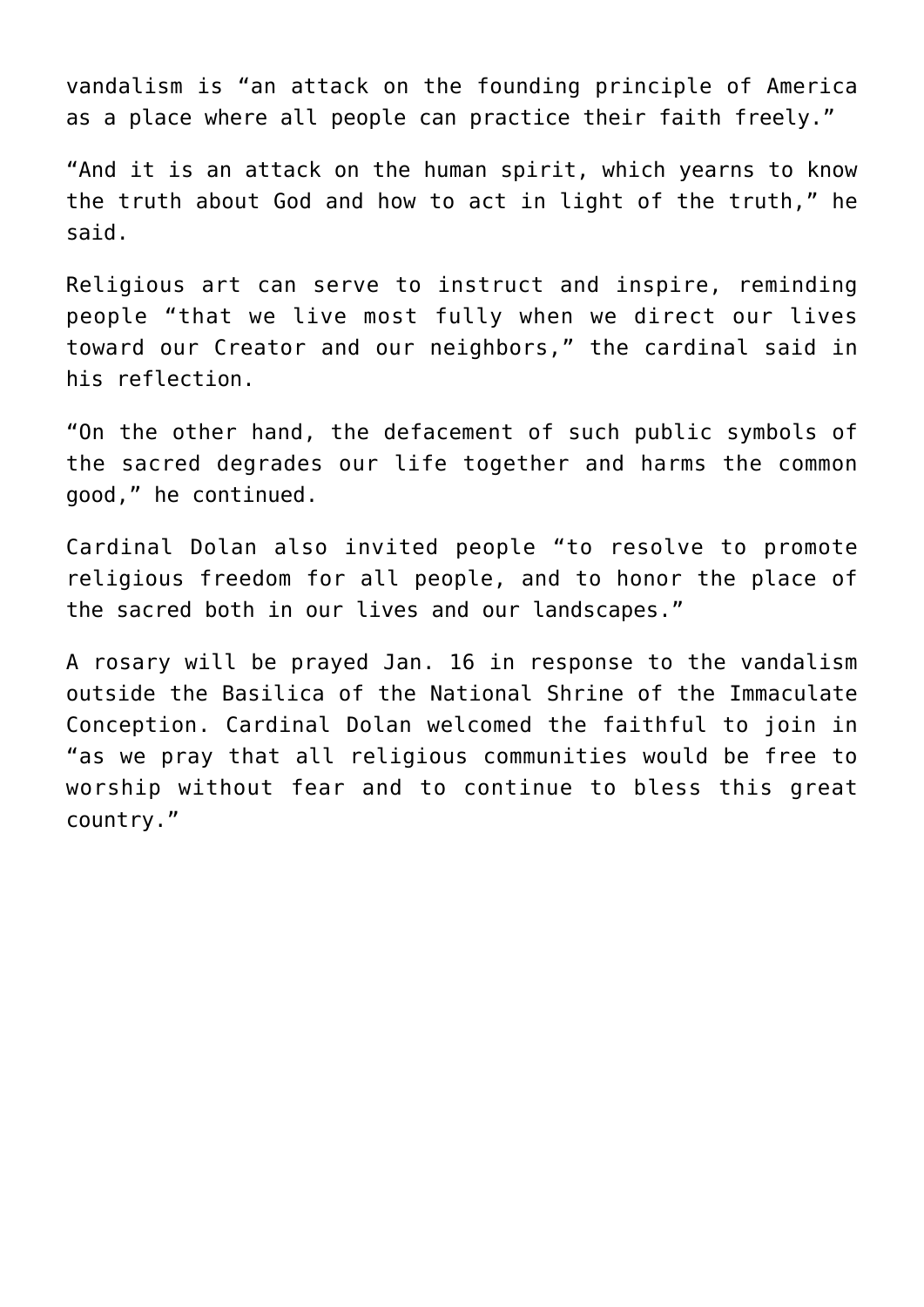vandalism is "an attack on the founding principle of America as a place where all people can practice their faith freely."

"And it is an attack on the human spirit, which yearns to know the truth about God and how to act in light of the truth," he said.

Religious art can serve to instruct and inspire, reminding people "that we live most fully when we direct our lives toward our Creator and our neighbors," the cardinal said in his reflection.

"On the other hand, the defacement of such public symbols of the sacred degrades our life together and harms the common good," he continued.

Cardinal Dolan also invited people "to resolve to promote religious freedom for all people, and to honor the place of the sacred both in our lives and our landscapes."

A rosary will be prayed Jan. 16 in response to the vandalism outside the Basilica of the National Shrine of the Immaculate Conception. Cardinal Dolan welcomed the faithful to join in "as we pray that all religious communities would be free to worship without fear and to continue to bless this great country."